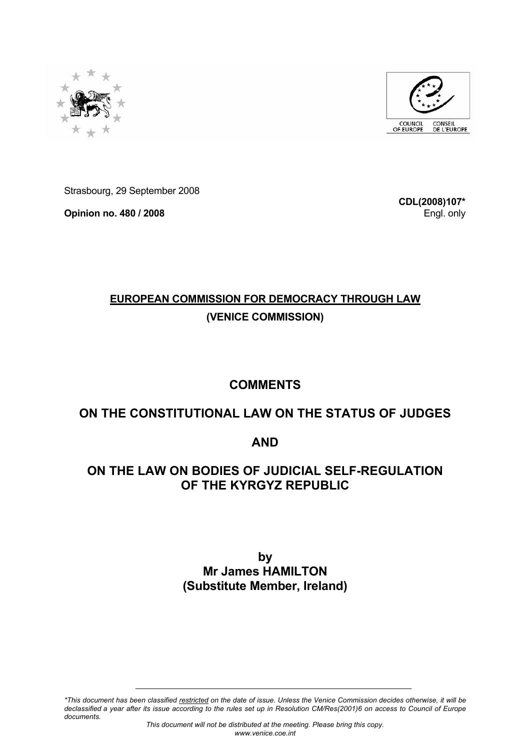Strasbourg, 29 September 2008

**Opinion no. 480 / 2008**

**CDL(2008)107***
Engl. only

**EUROPEAN COMMISSION FOR DEMOCRACY THROUGH LAW**

**(VENICE COMMISSION)**

# COMMENTS

# ON THE CONSTITUTIONAL LAW ON THE STATUS OF JUDGES

# AND

# ON THE LAW ON BODIES OF JUDICIAL SELF-REGULATION OF THE KYRGYZ REPUBLIC

**by**
**Mr James HAMILTON**
**(Substitute Member, Ireland)**

*\*This document has been classified restricted on the date of issue. Unless the Venice Commission decides otherwise, it will be declassified a year after its issue according to the rules set up in Resolution CM/Res(2001)6 on access to Council of Europe documents.*

*This document will not be distributed at the meeting. Please bring this copy.*
*www.venice.coe.int*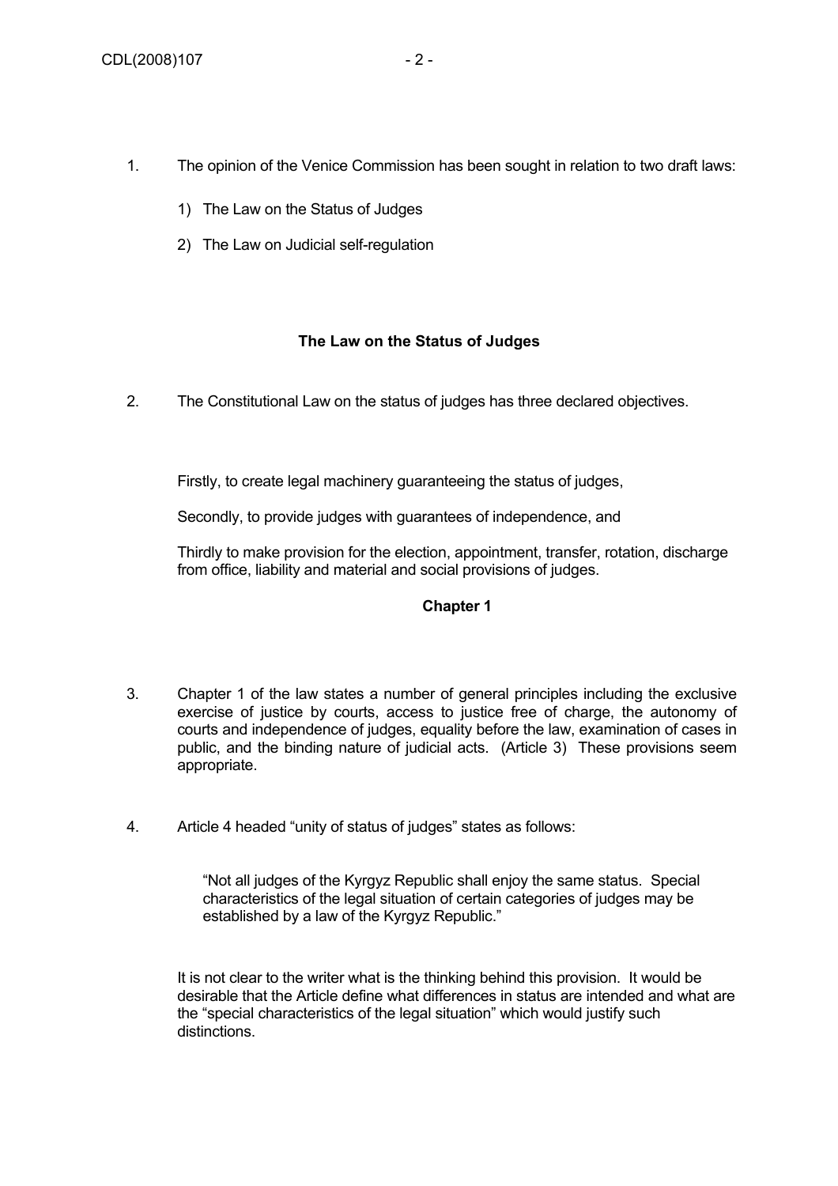1. The opinion of the Venice Commission has been sought in relation to two draft laws:

   1) The Law on the Status of Judges

   2) The Law on Judicial self-regulation

### The Law on the Status of Judges

2. The Constitutional Law on the status of judges has three declared objectives.

   Firstly, to create legal machinery guaranteeing the status of judges,

   Secondly, to provide judges with guarantees of independence, and

   Thirdly to make provision for the election, appointment, transfer, rotation, discharge from office, liability and material and social provisions of judges.

#### Chapter 1

3. Chapter 1 of the law states a number of general principles including the exclusive exercise of justice by courts, access to justice free of charge, the autonomy of courts and independence of judges, equality before the law, examination of cases in public, and the binding nature of judicial acts. (Article 3) These provisions seem appropriate.

4. Article 4 headed "unity of status of judges" states as follows:

   > "Not all judges of the Kyrgyz Republic shall enjoy the same status. Special characteristics of the legal situation of certain categories of judges may be established by a law of the Kyrgyz Republic."

   It is not clear to the writer what is the thinking behind this provision. It would be desirable that the Article define what differences in status are intended and what are the "special characteristics of the legal situation" which would justify such distinctions.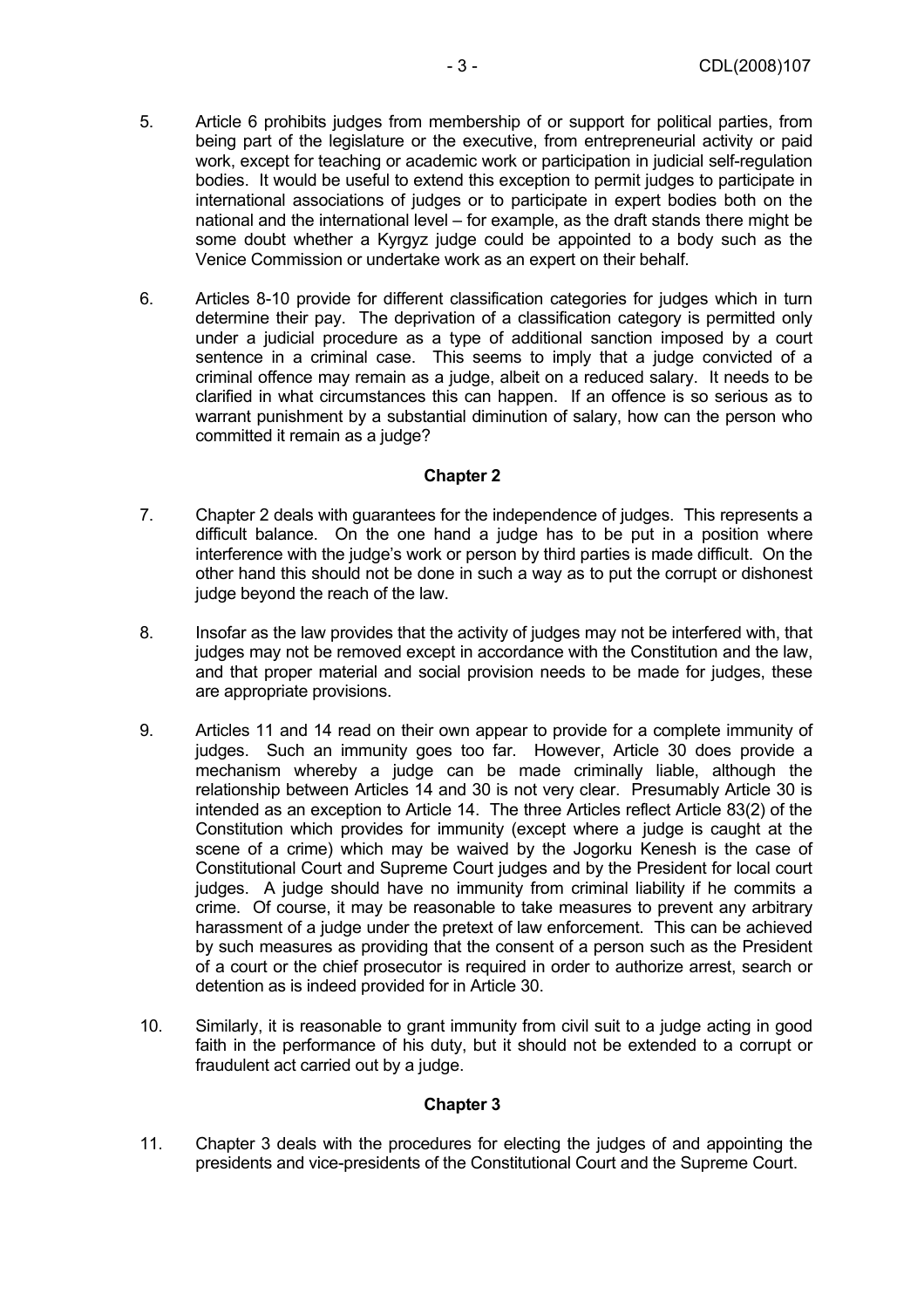5. Article 6 prohibits judges from membership of or support for political parties, from being part of the legislature or the executive, from entrepreneurial activity or paid work, except for teaching or academic work or participation in judicial self-regulation bodies. It would be useful to extend this exception to permit judges to participate in international associations of judges or to participate in expert bodies both on the national and the international level – for example, as the draft stands there might be some doubt whether a Kyrgyz judge could be appointed to a body such as the Venice Commission or undertake work as an expert on their behalf.

6. Articles 8-10 provide for different classification categories for judges which in turn determine their pay. The deprivation of a classification category is permitted only under a judicial procedure as a type of additional sanction imposed by a court sentence in a criminal case. This seems to imply that a judge convicted of a criminal offence may remain as a judge, albeit on a reduced salary. It needs to be clarified in what circumstances this can happen. If an offence is so serious as to warrant punishment by a substantial diminution of salary, how can the person who committed it remain as a judge?

## Chapter 2

7. Chapter 2 deals with guarantees for the independence of judges. This represents a difficult balance. On the one hand a judge has to be put in a position where interference with the judge's work or person by third parties is made difficult. On the other hand this should not be done in such a way as to put the corrupt or dishonest judge beyond the reach of the law.

8. Insofar as the law provides that the activity of judges may not be interfered with, that judges may not be removed except in accordance with the Constitution and the law, and that proper material and social provision needs to be made for judges, these are appropriate provisions.

9. Articles 11 and 14 read on their own appear to provide for a complete immunity of judges. Such an immunity goes too far. However, Article 30 does provide a mechanism whereby a judge can be made criminally liable, although the relationship between Articles 14 and 30 is not very clear. Presumably Article 30 is intended as an exception to Article 14. The three Articles reflect Article 83(2) of the Constitution which provides for immunity (except where a judge is caught at the scene of a crime) which may be waived by the Jogorku Kenesh is the case of Constitutional Court and Supreme Court judges and by the President for local court judges. A judge should have no immunity from criminal liability if he commits a crime. Of course, it may be reasonable to take measures to prevent any arbitrary harassment of a judge under the pretext of law enforcement. This can be achieved by such measures as providing that the consent of a person such as the President of a court or the chief prosecutor is required in order to authorize arrest, search or detention as is indeed provided for in Article 30.

10. Similarly, it is reasonable to grant immunity from civil suit to a judge acting in good faith in the performance of his duty, but it should not be extended to a corrupt or fraudulent act carried out by a judge.

## Chapter 3

11. Chapter 3 deals with the procedures for electing the judges of and appointing the presidents and vice-presidents of the Constitutional Court and the Supreme Court.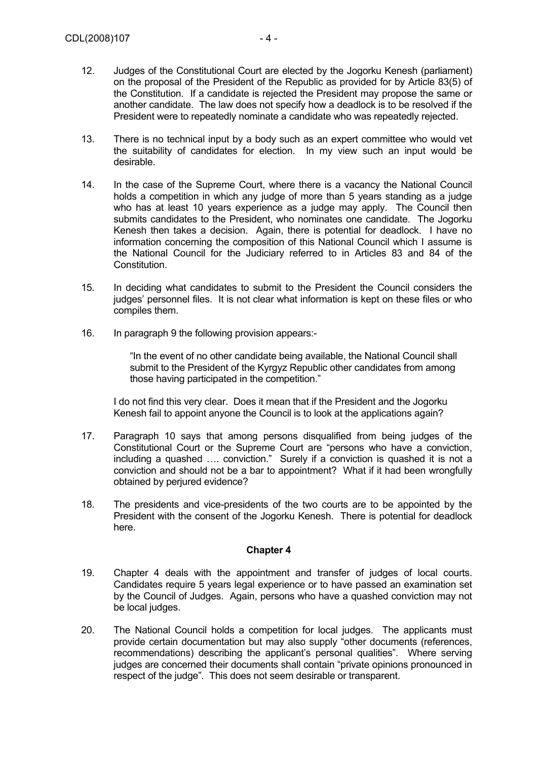12. Judges of the Constitutional Court are elected by the Jogorku Kenesh (parliament) on the proposal of the President of the Republic as provided for by Article 83(5) of the Constitution. If a candidate is rejected the President may propose the same or another candidate. The law does not specify how a deadlock is to be resolved if the President were to repeatedly nominate a candidate who was repeatedly rejected.

13. There is no technical input by a body such as an expert committee who would vet the suitability of candidates for election. In my view such an input would be desirable.

14. In the case of the Supreme Court, where there is a vacancy the National Council holds a competition in which any judge of more than 5 years standing as a judge who has at least 10 years experience as a judge may apply. The Council then submits candidates to the President, who nominates one candidate. The Jogorku Kenesh then takes a decision. Again, there is potential for deadlock. I have no information concerning the composition of this National Council which I assume is the National Council for the Judiciary referred to in Articles 83 and 84 of the Constitution.

15. In deciding what candidates to submit to the President the Council considers the judges' personnel files. It is not clear what information is kept on these files or who compiles them.

16. In paragraph 9 the following provision appears:-

    "In the event of no other candidate being available, the National Council shall submit to the President of the Kyrgyz Republic other candidates from among those having participated in the competition."

    I do not find this very clear. Does it mean that if the President and the Jogorku Kenesh fail to appoint anyone the Council is to look at the applications again?

17. Paragraph 10 says that among persons disqualified from being judges of the Constitutional Court or the Supreme Court are "persons who have a conviction, including a quashed …. conviction." Surely if a conviction is quashed it is not a conviction and should not be a bar to appointment? What if it had been wrongfully obtained by perjured evidence?

18. The presidents and vice-presidents of the two courts are to be appointed by the President with the consent of the Jogorku Kenesh. There is potential for deadlock here.

## Chapter 4

19. Chapter 4 deals with the appointment and transfer of judges of local courts. Candidates require 5 years legal experience or to have passed an examination set by the Council of Judges. Again, persons who have a quashed conviction may not be local judges.

20. The National Council holds a competition for local judges. The applicants must provide certain documentation but may also supply "other documents (references, recommendations) describing the applicant's personal qualities". Where serving judges are concerned their documents shall contain "private opinions pronounced in respect of the judge". This does not seem desirable or transparent.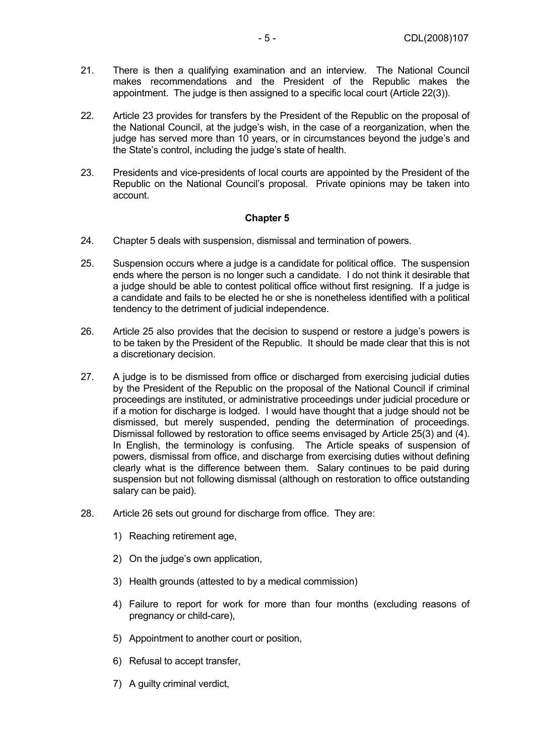21. There is then a qualifying examination and an interview. The National Council makes recommendations and the President of the Republic makes the appointment. The judge is then assigned to a specific local court (Article 22(3)).

22. Article 23 provides for transfers by the President of the Republic on the proposal of the National Council, at the judge's wish, in the case of a reorganization, when the judge has served more than 10 years, or in circumstances beyond the judge's and the State's control, including the judge's state of health.

23. Presidents and vice-presidents of local courts are appointed by the President of the Republic on the National Council's proposal. Private opinions may be taken into account.

### Chapter 5

24. Chapter 5 deals with suspension, dismissal and termination of powers.

25. Suspension occurs where a judge is a candidate for political office. The suspension ends where the person is no longer such a candidate. I do not think it desirable that a judge should be able to contest political office without first resigning. If a judge is a candidate and fails to be elected he or she is nonetheless identified with a political tendency to the detriment of judicial independence.

26. Article 25 also provides that the decision to suspend or restore a judge's powers is to be taken by the President of the Republic. It should be made clear that this is not a discretionary decision.

27. A judge is to be dismissed from office or discharged from exercising judicial duties by the President of the Republic on the proposal of the National Council if criminal proceedings are instituted, or administrative proceedings under judicial procedure or if a motion for discharge is lodged. I would have thought that a judge should not be dismissed, but merely suspended, pending the determination of proceedings. Dismissal followed by restoration to office seems envisaged by Article 25(3) and (4). In English, the terminology is confusing. The Article speaks of suspension of powers, dismissal from office, and discharge from exercising duties without defining clearly what is the difference between them. Salary continues to be paid during suspension but not following dismissal (although on restoration to office outstanding salary can be paid).

28. Article 26 sets out ground for discharge from office. They are:

    1) Reaching retirement age,

    2) On the judge's own application,

    3) Health grounds (attested to by a medical commission)

    4) Failure to report for work for more than four months (excluding reasons of pregnancy or child-care),

    5) Appointment to another court or position,

    6) Refusal to accept transfer,

    7) A guilty criminal verdict,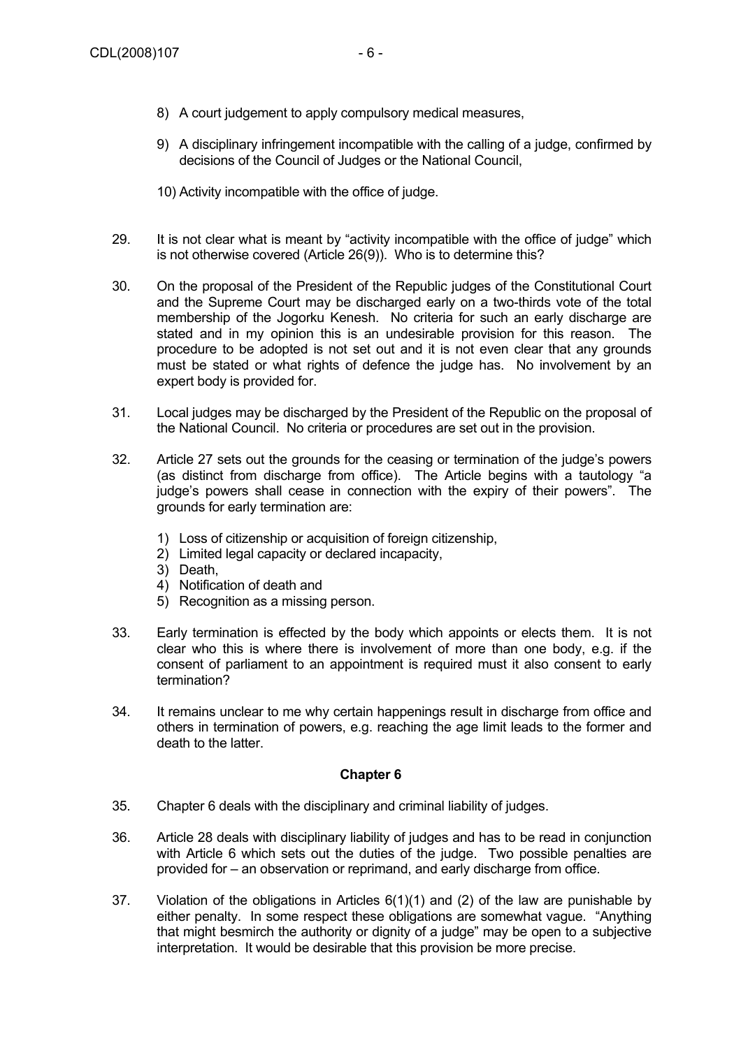8) A court judgement to apply compulsory medical measures,

9) A disciplinary infringement incompatible with the calling of a judge, confirmed by decisions of the Council of Judges or the National Council,

10) Activity incompatible with the office of judge.

29. It is not clear what is meant by "activity incompatible with the office of judge" which is not otherwise covered (Article 26(9)). Who is to determine this?

30. On the proposal of the President of the Republic judges of the Constitutional Court and the Supreme Court may be discharged early on a two-thirds vote of the total membership of the Jogorku Kenesh. No criteria for such an early discharge are stated and in my opinion this is an undesirable provision for this reason. The procedure to be adopted is not set out and it is not even clear that any grounds must be stated or what rights of defence the judge has. No involvement by an expert body is provided for.

31. Local judges may be discharged by the President of the Republic on the proposal of the National Council. No criteria or procedures are set out in the provision.

32. Article 27 sets out the grounds for the ceasing or termination of the judge's powers (as distinct from discharge from office). The Article begins with a tautology "a judge's powers shall cease in connection with the expiry of their powers". The grounds for early termination are:

    1) Loss of citizenship or acquisition of foreign citizenship,
    2) Limited legal capacity or declared incapacity,
    3) Death,
    4) Notification of death and
    5) Recognition as a missing person.

33. Early termination is effected by the body which appoints or elects them. It is not clear who this is where there is involvement of more than one body, e.g. if the consent of parliament to an appointment is required must it also consent to early termination?

34. It remains unclear to me why certain happenings result in discharge from office and others in termination of powers, e.g. reaching the age limit leads to the former and death to the latter.

## Chapter 6

35. Chapter 6 deals with the disciplinary and criminal liability of judges.

36. Article 28 deals with disciplinary liability of judges and has to be read in conjunction with Article 6 which sets out the duties of the judge. Two possible penalties are provided for – an observation or reprimand, and early discharge from office.

37. Violation of the obligations in Articles 6(1)(1) and (2) of the law are punishable by either penalty. In some respect these obligations are somewhat vague. "Anything that might besmirch the authority or dignity of a judge" may be open to a subjective interpretation. It would be desirable that this provision be more precise.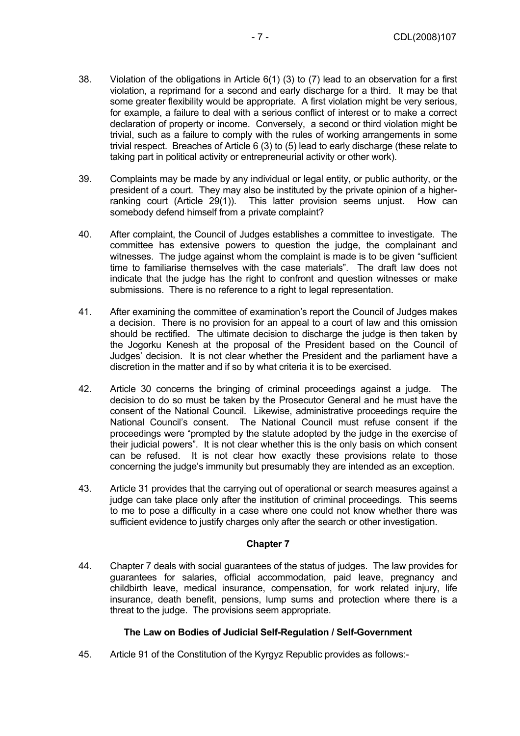38. Violation of the obligations in Article 6(1) (3) to (7) lead to an observation for a first violation, a reprimand for a second and early discharge for a third. It may be that some greater flexibility would be appropriate. A first violation might be very serious, for example, a failure to deal with a serious conflict of interest or to make a correct declaration of property or income. Conversely, a second or third violation might be trivial, such as a failure to comply with the rules of working arrangements in some trivial respect. Breaches of Article 6 (3) to (5) lead to early discharge (these relate to taking part in political activity or entrepreneurial activity or other work).

39. Complaints may be made by any individual or legal entity, or public authority, or the president of a court. They may also be instituted by the private opinion of a higher-ranking court (Article 29(1)). This latter provision seems unjust. How can somebody defend himself from a private complaint?

40. After complaint, the Council of Judges establishes a committee to investigate. The committee has extensive powers to question the judge, the complainant and witnesses. The judge against whom the complaint is made is to be given "sufficient time to familiarise themselves with the case materials". The draft law does not indicate that the judge has the right to confront and question witnesses or make submissions. There is no reference to a right to legal representation.

41. After examining the committee of examination's report the Council of Judges makes a decision. There is no provision for an appeal to a court of law and this omission should be rectified. The ultimate decision to discharge the judge is then taken by the Jogorku Kenesh at the proposal of the President based on the Council of Judges' decision. It is not clear whether the President and the parliament have a discretion in the matter and if so by what criteria it is to be exercised.

42. Article 30 concerns the bringing of criminal proceedings against a judge. The decision to do so must be taken by the Prosecutor General and he must have the consent of the National Council. Likewise, administrative proceedings require the National Council's consent. The National Council must refuse consent if the proceedings were "prompted by the statute adopted by the judge in the exercise of their judicial powers". It is not clear whether this is the only basis on which consent can be refused. It is not clear how exactly these provisions relate to those concerning the judge's immunity but presumably they are intended as an exception.

43. Article 31 provides that the carrying out of operational or search measures against a judge can take place only after the institution of criminal proceedings. This seems to me to pose a difficulty in a case where one could not know whether there was sufficient evidence to justify charges only after the search or other investigation.

## Chapter 7

44. Chapter 7 deals with social guarantees of the status of judges. The law provides for guarantees for salaries, official accommodation, paid leave, pregnancy and childbirth leave, medical insurance, compensation, for work related injury, life insurance, death benefit, pensions, lump sums and protection where there is a threat to the judge. The provisions seem appropriate.

## The Law on Bodies of Judicial Self-Regulation / Self-Government

45. Article 91 of the Constitution of the Kyrgyz Republic provides as follows:-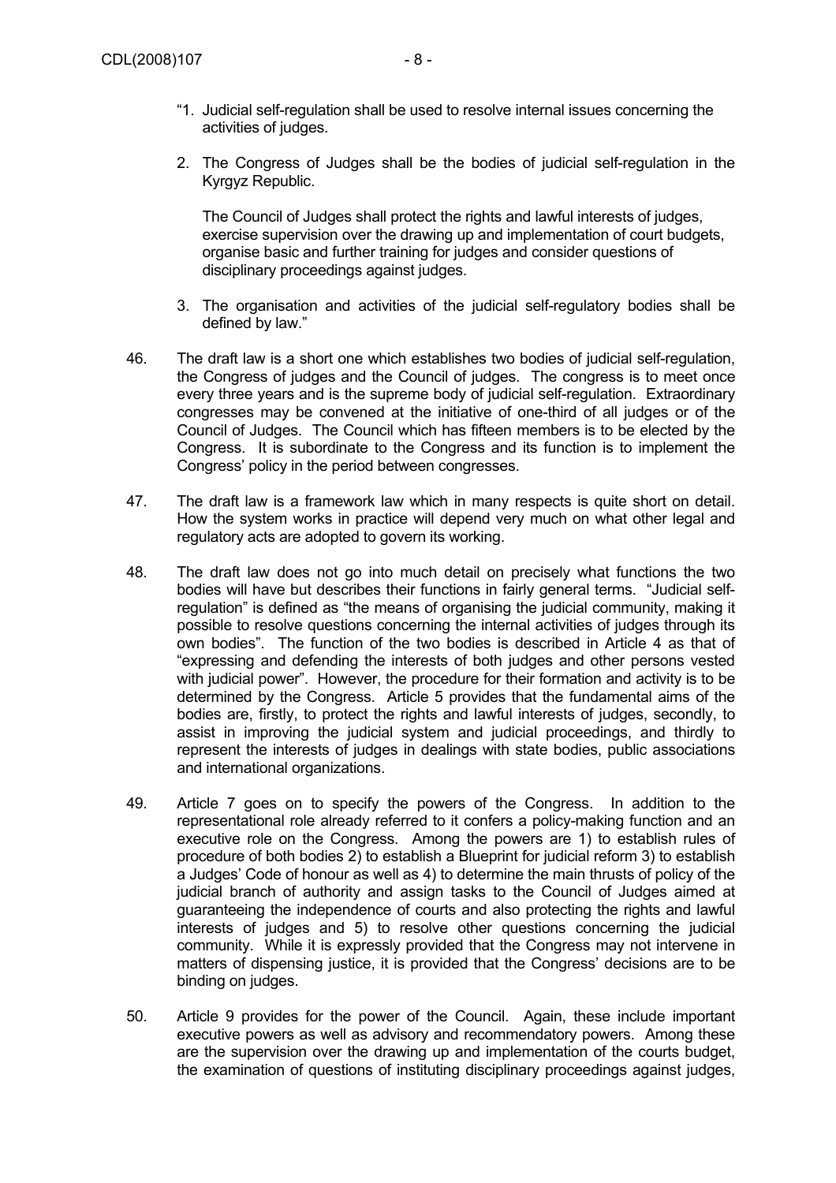"1. Judicial self-regulation shall be used to resolve internal issues concerning the activities of judges.

2. The Congress of Judges shall be the bodies of judicial self-regulation in the Kyrgyz Republic.

   The Council of Judges shall protect the rights and lawful interests of judges, exercise supervision over the drawing up and implementation of court budgets, organise basic and further training for judges and consider questions of disciplinary proceedings against judges.

3. The organisation and activities of the judicial self-regulatory bodies shall be defined by law."

46. The draft law is a short one which establishes two bodies of judicial self-regulation, the Congress of judges and the Council of judges. The congress is to meet once every three years and is the supreme body of judicial self-regulation. Extraordinary congresses may be convened at the initiative of one-third of all judges or of the Council of Judges. The Council which has fifteen members is to be elected by the Congress. It is subordinate to the Congress and its function is to implement the Congress' policy in the period between congresses.

47. The draft law is a framework law which in many respects is quite short on detail. How the system works in practice will depend very much on what other legal and regulatory acts are adopted to govern its working.

48. The draft law does not go into much detail on precisely what functions the two bodies will have but describes their functions in fairly general terms. "Judicial self-regulation" is defined as "the means of organising the judicial community, making it possible to resolve questions concerning the internal activities of judges through its own bodies". The function of the two bodies is described in Article 4 as that of "expressing and defending the interests of both judges and other persons vested with judicial power". However, the procedure for their formation and activity is to be determined by the Congress. Article 5 provides that the fundamental aims of the bodies are, firstly, to protect the rights and lawful interests of judges, secondly, to assist in improving the judicial system and judicial proceedings, and thirdly to represent the interests of judges in dealings with state bodies, public associations and international organizations.

49. Article 7 goes on to specify the powers of the Congress. In addition to the representational role already referred to it confers a policy-making function and an executive role on the Congress. Among the powers are 1) to establish rules of procedure of both bodies 2) to establish a Blueprint for judicial reform 3) to establish a Judges' Code of honour as well as 4) to determine the main thrusts of policy of the judicial branch of authority and assign tasks to the Council of Judges aimed at guaranteeing the independence of courts and also protecting the rights and lawful interests of judges and 5) to resolve other questions concerning the judicial community. While it is expressly provided that the Congress may not intervene in matters of dispensing justice, it is provided that the Congress' decisions are to be binding on judges.

50. Article 9 provides for the power of the Council. Again, these include important executive powers as well as advisory and recommendatory powers. Among these are the supervision over the drawing up and implementation of the courts budget, the examination of questions of instituting disciplinary proceedings against judges,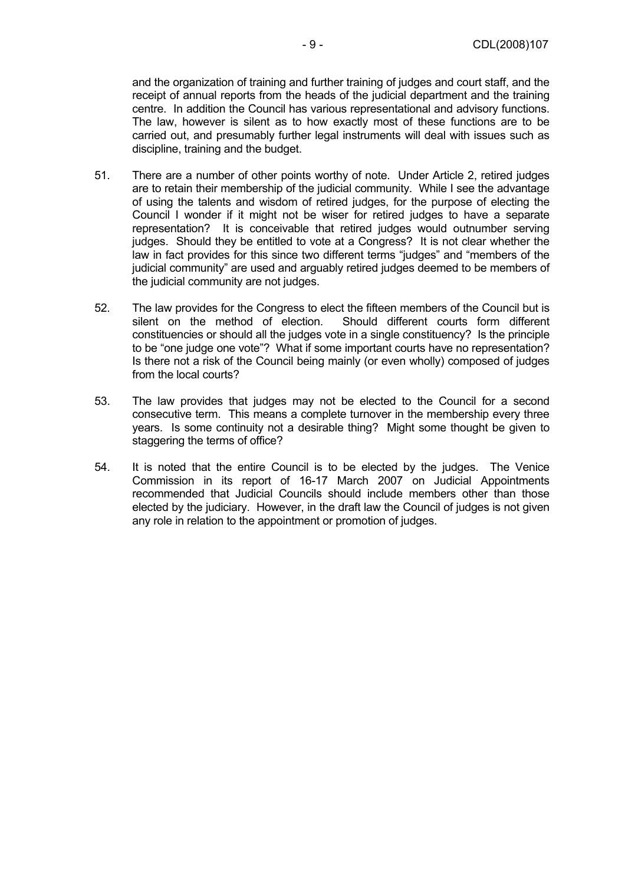and the organization of training and further training of judges and court staff, and the receipt of annual reports from the heads of the judicial department and the training centre. In addition the Council has various representational and advisory functions. The law, however is silent as to how exactly most of these functions are to be carried out, and presumably further legal instruments will deal with issues such as discipline, training and the budget.

51. There are a number of other points worthy of note. Under Article 2, retired judges are to retain their membership of the judicial community. While I see the advantage of using the talents and wisdom of retired judges, for the purpose of electing the Council I wonder if it might not be wiser for retired judges to have a separate representation? It is conceivable that retired judges would outnumber serving judges. Should they be entitled to vote at a Congress? It is not clear whether the law in fact provides for this since two different terms "judges" and "members of the judicial community" are used and arguably retired judges deemed to be members of the judicial community are not judges.

52. The law provides for the Congress to elect the fifteen members of the Council but is silent on the method of election. Should different courts form different constituencies or should all the judges vote in a single constituency? Is the principle to be "one judge one vote"? What if some important courts have no representation? Is there not a risk of the Council being mainly (or even wholly) composed of judges from the local courts?

53. The law provides that judges may not be elected to the Council for a second consecutive term. This means a complete turnover in the membership every three years. Is some continuity not a desirable thing? Might some thought be given to staggering the terms of office?

54. It is noted that the entire Council is to be elected by the judges. The Venice Commission in its report of 16-17 March 2007 on Judicial Appointments recommended that Judicial Councils should include members other than those elected by the judiciary. However, in the draft law the Council of judges is not given any role in relation to the appointment or promotion of judges.